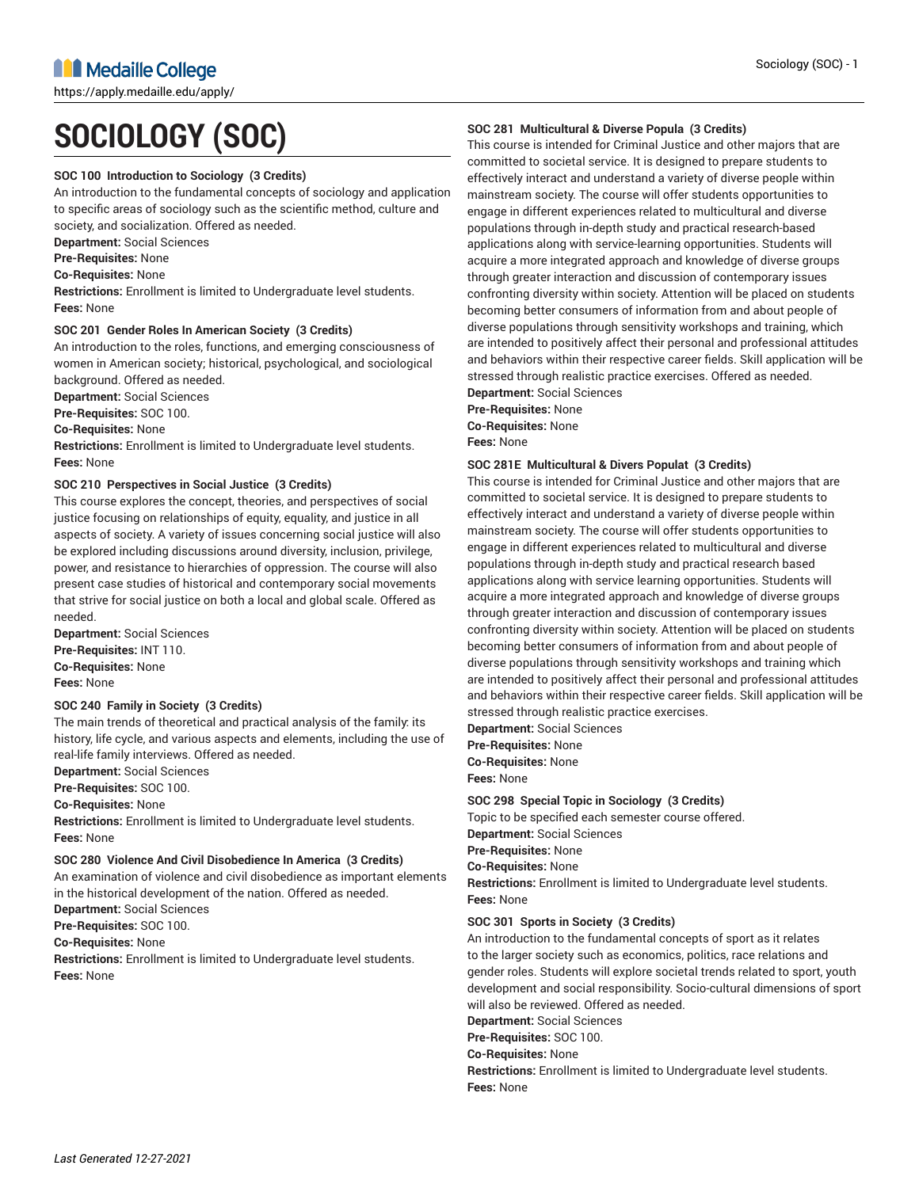# SOCIOLOGY (SOC)

**SOC 100 Introduction to Sociology (3 Credits)**

An introduction to the fundamental concepts of sociology and application to specific areas of sociology such as the scientific method, culture and society, and socialization. Offered as needed.

**Department:** Social Sciences
**Pre-Requisites:** None
**Co-Requisites:** None
**Restrictions:** Enrollment is limited to Undergraduate level students.
**Fees:** None

**SOC 201 Gender Roles In American Society (3 Credits)**

An introduction to the roles, functions, and emerging consciousness of women in American society; historical, psychological, and sociological background. Offered as needed.

**Department:** Social Sciences
**Pre-Requisites:** SOC 100.
**Co-Requisites:** None
**Restrictions:** Enrollment is limited to Undergraduate level students.
**Fees:** None

**SOC 210 Perspectives in Social Justice (3 Credits)**

This course explores the concept, theories, and perspectives of social justice focusing on relationships of equity, equality, and justice in all aspects of society. A variety of issues concerning social justice will also be explored including discussions around diversity, inclusion, privilege, power, and resistance to hierarchies of oppression. The course will also present case studies of historical and contemporary social movements that strive for social justice on both a local and global scale. Offered as needed.

**Department:** Social Sciences
**Pre-Requisites:** INT 110.
**Co-Requisites:** None
**Fees:** None

**SOC 240 Family in Society (3 Credits)**

The main trends of theoretical and practical analysis of the family: its history, life cycle, and various aspects and elements, including the use of real-life family interviews. Offered as needed.

**Department:** Social Sciences
**Pre-Requisites:** SOC 100.
**Co-Requisites:** None
**Restrictions:** Enrollment is limited to Undergraduate level students.
**Fees:** None

**SOC 280 Violence And Civil Disobedience In America (3 Credits)**

An examination of violence and civil disobedience as important elements in the historical development of the nation. Offered as needed.

**Department:** Social Sciences
**Pre-Requisites:** SOC 100.
**Co-Requisites:** None
**Restrictions:** Enrollment is limited to Undergraduate level students.
**Fees:** None

**SOC 281 Multicultural & Diverse Popula (3 Credits)**

This course is intended for Criminal Justice and other majors that are committed to societal service. It is designed to prepare students to effectively interact and understand a variety of diverse people within mainstream society. The course will offer students opportunities to engage in different experiences related to multicultural and diverse populations through in-depth study and practical research-based applications along with service-learning opportunities. Students will acquire a more integrated approach and knowledge of diverse groups through greater interaction and discussion of contemporary issues confronting diversity within society. Attention will be placed on students becoming better consumers of information from and about people of diverse populations through sensitivity workshops and training, which are intended to positively affect their personal and professional attitudes and behaviors within their respective career fields. Skill application will be stressed through realistic practice exercises. Offered as needed.

**Department:** Social Sciences
**Pre-Requisites:** None
**Co-Requisites:** None
**Fees:** None

**SOC 281E Multicultural & Divers Populat (3 Credits)**

This course is intended for Criminal Justice and other majors that are committed to societal service. It is designed to prepare students to effectively interact and understand a variety of diverse people within mainstream society. The course will offer students opportunities to engage in different experiences related to multicultural and diverse populations through in-depth study and practical research based applications along with service learning opportunities. Students will acquire a more integrated approach and knowledge of diverse groups through greater interaction and discussion of contemporary issues confronting diversity within society. Attention will be placed on students becoming better consumers of information from and about people of diverse populations through sensitivity workshops and training which are intended to positively affect their personal and professional attitudes and behaviors within their respective career fields. Skill application will be stressed through realistic practice exercises.

**Department:** Social Sciences
**Pre-Requisites:** None
**Co-Requisites:** None
**Fees:** None

**SOC 298 Special Topic in Sociology (3 Credits)**

Topic to be specified each semester course offered.

**Department:** Social Sciences
**Pre-Requisites:** None
**Co-Requisites:** None
**Restrictions:** Enrollment is limited to Undergraduate level students.
**Fees:** None

**SOC 301 Sports in Society (3 Credits)**

An introduction to the fundamental concepts of sport as it relates to the larger society such as economics, politics, race relations and gender roles. Students will explore societal trends related to sport, youth development and social responsibility. Socio-cultural dimensions of sport will also be reviewed. Offered as needed.

**Department:** Social Sciences
**Pre-Requisites:** SOC 100.
**Co-Requisites:** None
**Restrictions:** Enrollment is limited to Undergraduate level students.
**Fees:** None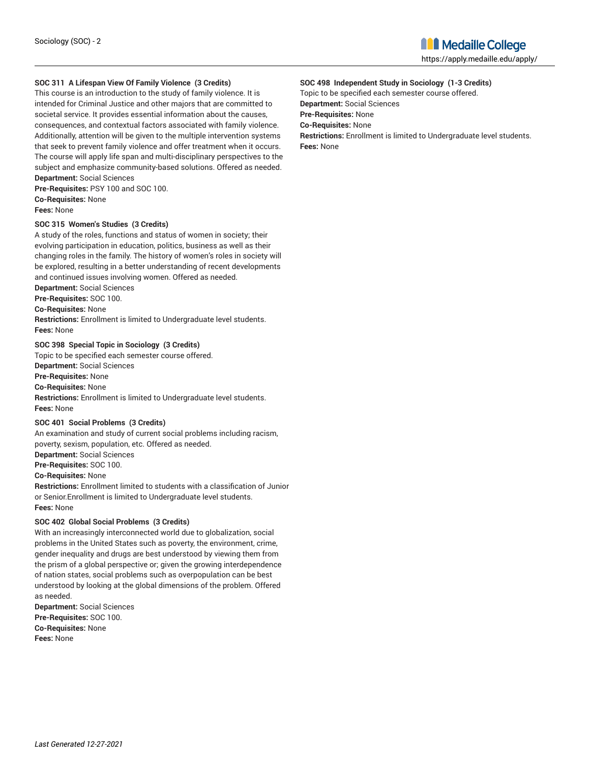**SOC 311 A Lifespan View Of Family Violence (3 Credits)**

This course is an introduction to the study of family violence. It is intended for Criminal Justice and other majors that are committed to societal service. It provides essential information about the causes, consequences, and contextual factors associated with family violence. Additionally, attention will be given to the multiple intervention systems that seek to prevent family violence and offer treatment when it occurs. The course will apply life span and multi-disciplinary perspectives to the subject and emphasize community-based solutions. Offered as needed.

**Department:** Social Sciences
**Pre-Requisites:** PSY 100 and SOC 100.
**Co-Requisites:** None
**Fees:** None

**SOC 315 Women's Studies (3 Credits)**

A study of the roles, functions and status of women in society; their evolving participation in education, politics, business as well as their changing roles in the family. The history of women's roles in society will be explored, resulting in a better understanding of recent developments and continued issues involving women. Offered as needed.

**Department:** Social Sciences
**Pre-Requisites:** SOC 100.
**Co-Requisites:** None
**Restrictions:** Enrollment is limited to Undergraduate level students.
**Fees:** None

**SOC 398 Special Topic in Sociology (3 Credits)**

Topic to be specified each semester course offered.

**Department:** Social Sciences
**Pre-Requisites:** None
**Co-Requisites:** None
**Restrictions:** Enrollment is limited to Undergraduate level students.
**Fees:** None

**SOC 401 Social Problems (3 Credits)**

An examination and study of current social problems including racism, poverty, sexism, population, etc. Offered as needed.

**Department:** Social Sciences
**Pre-Requisites:** SOC 100.
**Co-Requisites:** None
**Restrictions:** Enrollment limited to students with a classification of Junior or Senior.Enrollment is limited to Undergraduate level students.
**Fees:** None

**SOC 402 Global Social Problems (3 Credits)**

With an increasingly interconnected world due to globalization, social problems in the United States such as poverty, the environment, crime, gender inequality and drugs are best understood by viewing them from the prism of a global perspective or; given the growing interdependence of nation states, social problems such as overpopulation can be best understood by looking at the global dimensions of the problem. Offered as needed.

**Department:** Social Sciences
**Pre-Requisites:** SOC 100.
**Co-Requisites:** None
**Fees:** None

**SOC 498 Independent Study in Sociology (1-3 Credits)**

Topic to be specified each semester course offered.

**Department:** Social Sciences
**Pre-Requisites:** None
**Co-Requisites:** None
**Restrictions:** Enrollment is limited to Undergraduate level students.
**Fees:** None